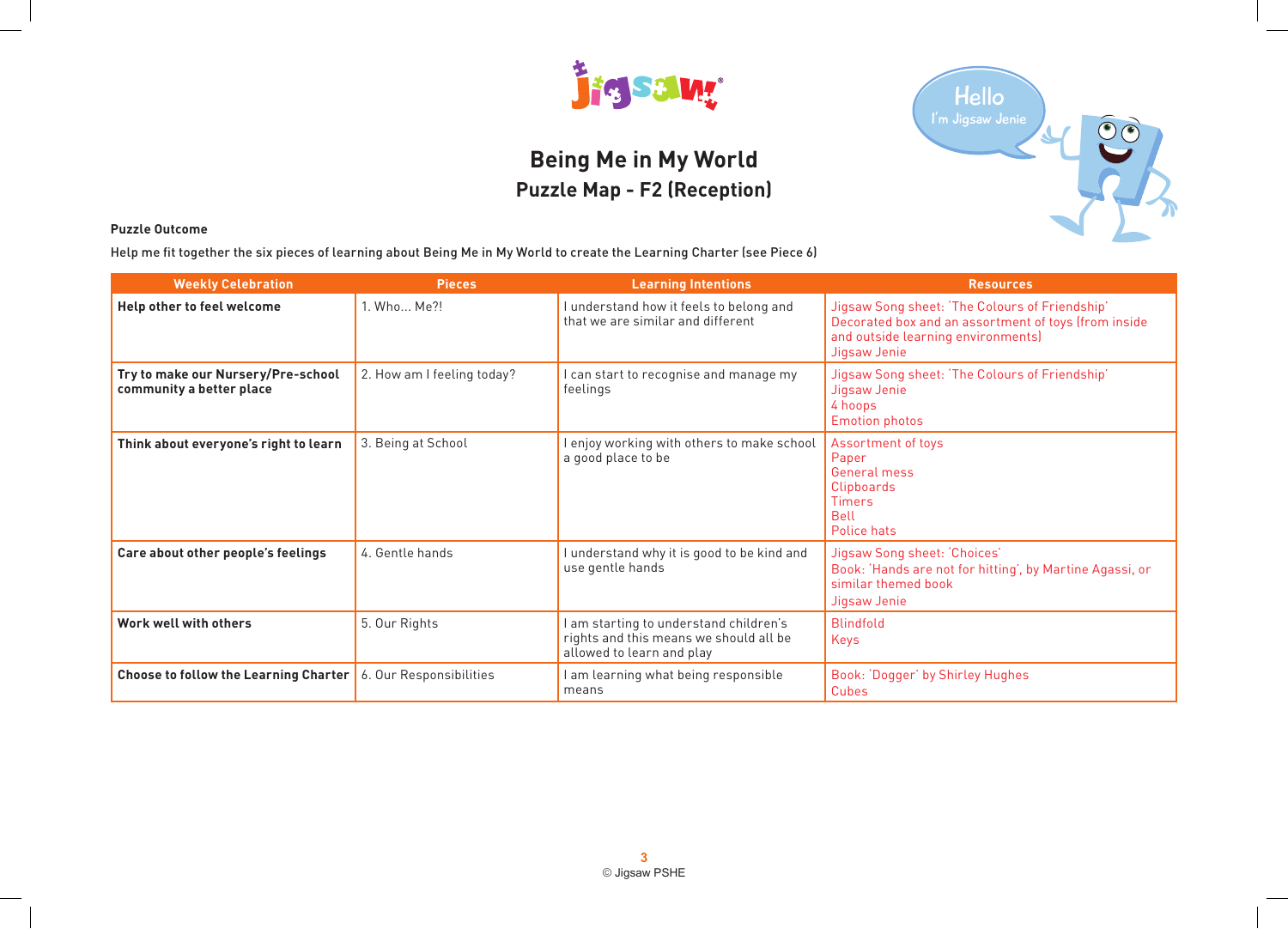# Being Me in My World

## Puzzle Map - F2 (Reception)

**Puzzle Outcome**

Help me fit together the six pieces of learning about Being Me in My World to create the Learning Charter (see Piece 6)

| Weekly Celebration | Pieces | Learning Intentions | Resources |
|---|---|---|---|
| **Help other to feel welcome** | 1. Who... Me?! | I understand how it feels to belong and that we are similar and different | Jigsaw Song sheet: 'The Colours of Friendship'<br>Decorated box and an assortment of toys (from inside and outside learning environments)<br>Jigsaw Jenie |
| **Try to make our Nursery/Pre-school community a better place** | 2. How am I feeling today? | I can start to recognise and manage my feelings | Jigsaw Song sheet: 'The Colours of Friendship'<br>Jigsaw Jenie<br>4 hoops<br>Emotion photos |
| **Think about everyone's right to learn** | 3. Being at School | I enjoy working with others to make school a good place to be | Assortment of toys<br>Paper<br>General mess<br>Clipboards<br>Timers<br>Bell<br>Police hats |
| **Care about other people's feelings** | 4. Gentle hands | I understand why it is good to be kind and use gentle hands | Jigsaw Song sheet: 'Choices'<br>Book: 'Hands are not for hitting', by Martine Agassi, or similar themed book<br>Jigsaw Jenie |
| **Work well with others** | 5. Our Rights | I am starting to understand children's rights and this means we should all be allowed to learn and play | Blindfold<br>Keys |
| **Choose to follow the Learning Charter** | 6. Our Responsibilities | I am learning what being responsible means | Book: 'Dogger' by Shirley Hughes<br>Cubes |

© Jigsaw PSHE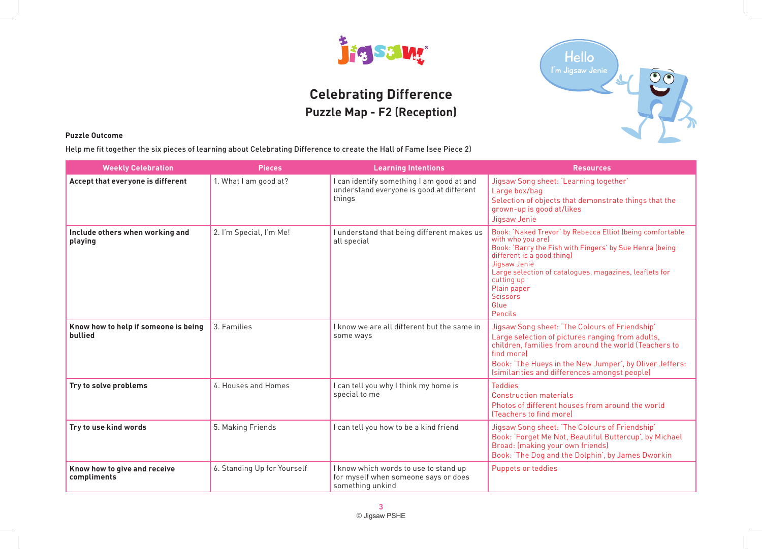# Celebrating Difference

## Puzzle Map - F2 (Reception)

**Puzzle Outcome**

Help me fit together the six pieces of learning about Celebrating Difference to create the Hall of Fame (see Piece 2)

| Weekly Celebration | Pieces | Learning Intentions | Resources |
|---|---|---|---|
| **Accept that everyone is different** | 1. What I am good at? | I can identify something I am good at and understand everyone is good at different things | Jigsaw Song sheet: 'Learning together'<br>Large box/bag<br>Selection of objects that demonstrate things that the grown-up is good at/likes<br>Jigsaw Jenie |
| **Include others when working and playing** | 2. I'm Special, I'm Me! | I understand that being different makes us all special | Book: 'Naked Trevor' by Rebecca Elliot (being comfortable with who you are)<br>Book: 'Barry the Fish with Fingers' by Sue Henra (being different is a good thing)<br>Jigsaw Jenie<br>Large selection of catalogues, magazines, leaflets for cutting up<br>Plain paper<br>Scissors<br>Glue<br>Pencils |
| **Know how to help if someone is being bullied** | 3. Families | I know we are all different but the same in some ways | Jigsaw Song sheet: 'The Colours of Friendship'<br>Large selection of pictures ranging from adults, children, families from around the world (Teachers to find more)<br>Book: 'The Hueys in the New Jumper', by Oliver Jeffers: (similarities and differences amongst people) |
| **Try to solve problems** | 4. Houses and Homes | I can tell you why I think my home is special to me | Teddies<br>Construction materials<br>Photos of different houses from around the world (Teachers to find more) |
| **Try to use kind words** | 5. Making Friends | I can tell you how to be a kind friend | Jigsaw Song sheet: 'The Colours of Friendship'<br>Book: 'Forget Me Not, Beautiful Buttercup', by Michael Broad: (making your own friends)<br>Book: 'The Dog and the Dolphin', by James Dworkin |
| **Know how to give and receive compliments** | 6. Standing Up for Yourself | I know which words to use to stand up for myself when someone says or does something unkind | Puppets or teddies |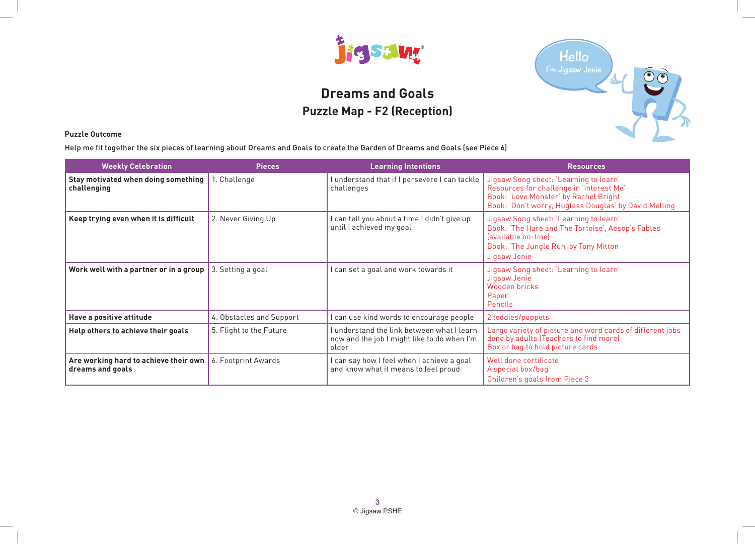# Dreams and Goals

## Puzzle Map - F2 (Reception)

**Puzzle Outcome**

Help me fit together the six pieces of learning about Dreams and Goals to create the Garden of Dreams and Goals (see Piece 6)

| Weekly Celebration | Pieces | Learning Intentions | Resources |
|---|---|---|---|
| **Stay motivated when doing something challenging** | 1. Challenge | I understand that if I persevere I can tackle challenges | Jigsaw Song sheet: 'Learning to learn'<br>Resources for challenge in 'Interest Me'<br>Book: 'Love Monster' by Rachel Bright<br>Book: 'Don't worry, Hugless Douglas' by David Melling |
| **Keep trying even when it is difficult** | 2. Never Giving Up | I can tell you about a time I didn't give up until I achieved my goal | Jigsaw Song sheet: 'Learning to learn'<br>Book: 'The Hare and The Tortoise', Aesop's Fables (available on-line)<br>Book: 'The Jungle Run' by Tony Mitton<br>Jigsaw Jenie |
| **Work well with a partner or in a group** | 3. Setting a goal | I can set a goal and work towards it | Jigsaw Song sheet: 'Learning to learn'<br>Jigsaw Jenie<br>Wooden bricks<br>Paper<br>Pencils |
| **Have a positive attitude** | 4. Obstacles and Support | I can use kind words to encourage people | 2 teddies/puppets |
| **Help others to achieve their goals** | 5. Flight to the Future | I understand the link between what I learn now and the job I might like to do when I'm older | Large variety of picture and word cards of different jobs done by adults (Teachers to find more)<br>Box or bag to hold picture cards |
| **Are working hard to achieve their own dreams and goals** | 6. Footprint Awards | I can say how I feel when I achieve a goal and know what it means to feel proud | Well done certificate<br>A special box/bag<br>Children's goals from Piece 3 |

© Jigsaw PSHE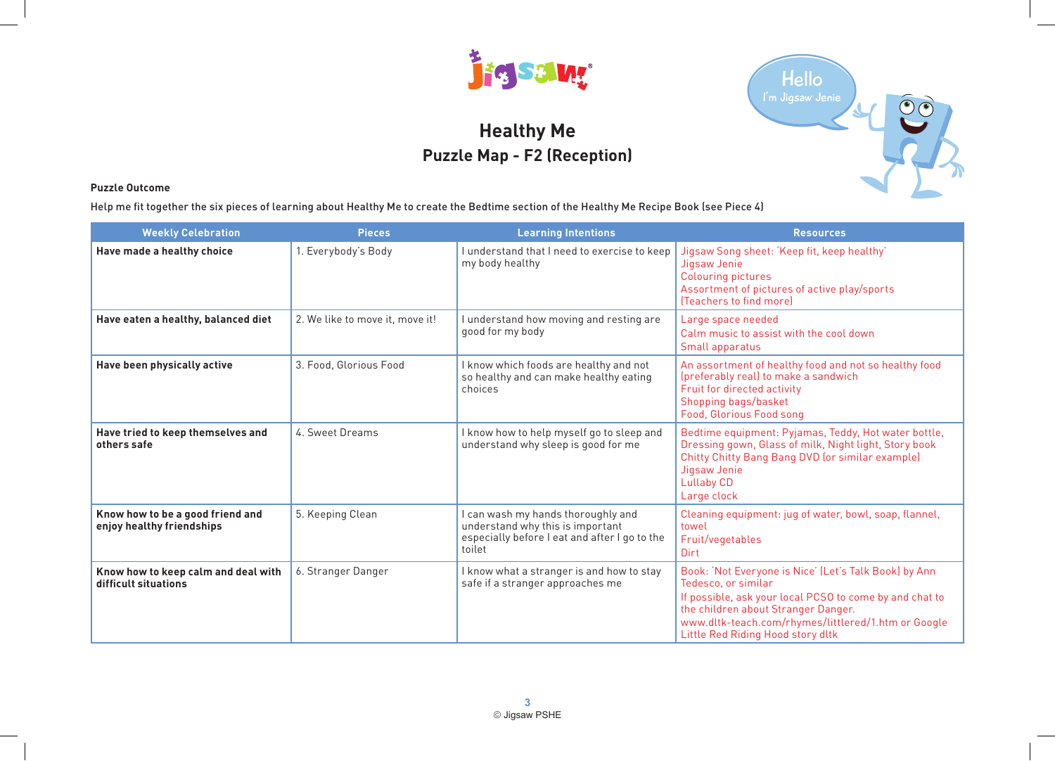# Healthy Me

## Puzzle Map - F2 (Reception)

**Puzzle Outcome**

Help me fit together the six pieces of learning about Healthy Me to create the Bedtime section of the Healthy Me Recipe Book (see Piece 4)

| Weekly Celebration | Pieces | Learning Intentions | Resources |
|---|---|---|---|
| **Have made a healthy choice** | 1. Everybody's Body | I understand that I need to exercise to keep my body healthy | Jigsaw Song sheet: 'Keep fit, keep healthy'<br>Jigsaw Jenie<br>Colouring pictures<br>Assortment of pictures of active play/sports (Teachers to find more) |
| **Have eaten a healthy, balanced diet** | 2. We like to move it, move it! | I understand how moving and resting are good for my body | Large space needed<br>Calm music to assist with the cool down<br>Small apparatus |
| **Have been physically active** | 3. Food, Glorious Food | I know which foods are healthy and not so healthy and can make healthy eating choices | An assortment of healthy food and not so healthy food (preferably real) to make a sandwich<br>Fruit for directed activity<br>Shopping bags/basket<br>Food, Glorious Food song |
| **Have tried to keep themselves and others safe** | 4. Sweet Dreams | I know how to help myself go to sleep and understand why sleep is good for me | Bedtime equipment: Pyjamas, Teddy, Hot water bottle, Dressing gown, Glass of milk, Night light, Story book<br>Chitty Chitty Bang Bang DVD (or similar example)<br>Jigsaw Jenie<br>Lullaby CD<br>Large clock |
| **Know how to be a good friend and enjoy healthy friendships** | 5. Keeping Clean | I can wash my hands thoroughly and understand why this is important especially before I eat and after I go to the toilet | Cleaning equipment: jug of water, bowl, soap, flannel, towel<br>Fruit/vegetables<br>Dirt |
| **Know how to keep calm and deal with difficult situations** | 6. Stranger Danger | I know what a stranger is and how to stay safe if a stranger approaches me | Book: 'Not Everyone is Nice' (Let's Talk Book) by Ann Tedesco, or similar<br>If possible, ask your local PCSO to come by and chat to the children about Stranger Danger.<br>www.dltk-teach.com/rhymes/littlered/1.htm or Google Little Red Riding Hood story dltk |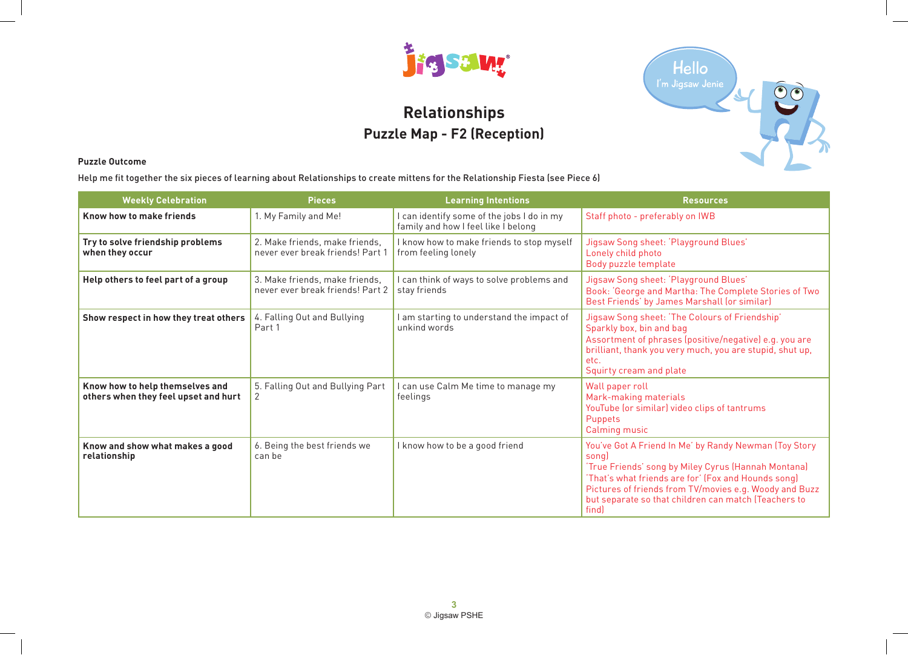# Relationships

## Puzzle Map - F2 (Reception)

**Puzzle Outcome**

Help me fit together the six pieces of learning about Relationships to create mittens for the Relationship Fiesta (see Piece 6)

| Weekly Celebration | Pieces | Learning Intentions | Resources |
|---|---|---|---|
| **Know how to make friends** | 1. My Family and Me! | I can identify some of the jobs I do in my family and how I feel like I belong | Staff photo - preferably on IWB |
| **Try to solve friendship problems when they occur** | 2. Make friends, make friends, never ever break friends! Part 1 | I know how to make friends to stop myself from feeling lonely | Jigsaw Song sheet: 'Playground Blues'<br>Lonely child photo<br>Body puzzle template |
| **Help others to feel part of a group** | 3. Make friends, make friends, never ever break friends! Part 2 | I can think of ways to solve problems and stay friends | Jigsaw Song sheet: 'Playground Blues'<br>Book: 'George and Martha: The Complete Stories of Two Best Friends' by James Marshall (or similar) |
| **Show respect in how they treat others** | 4. Falling Out and Bullying Part 1 | I am starting to understand the impact of unkind words | Jigsaw Song sheet: 'The Colours of Friendship'<br>Sparkly box, bin and bag<br>Assortment of phrases (positive/negative) e.g. you are brilliant, thank you very much, you are stupid, shut up, etc.<br>Squirty cream and plate |
| **Know how to help themselves and others when they feel upset and hurt** | 5. Falling Out and Bullying Part 2 | I can use Calm Me time to manage my feelings | Wall paper roll<br>Mark-making materials<br>YouTube (or similar) video clips of tantrums<br>Puppets<br>Calming music |
| **Know and show what makes a good relationship** | 6. Being the best friends we can be | I know how to be a good friend | 'You've Got A Friend In Me' by Randy Newman (Toy Story song)<br>'True Friends' song by Miley Cyrus (Hannah Montana)<br>'That's what friends are for' (Fox and Hounds song)<br>Pictures of friends from TV/movies e.g. Woody and Buzz but separate so that children can match (Teachers to find) |

© Jigsaw PSHE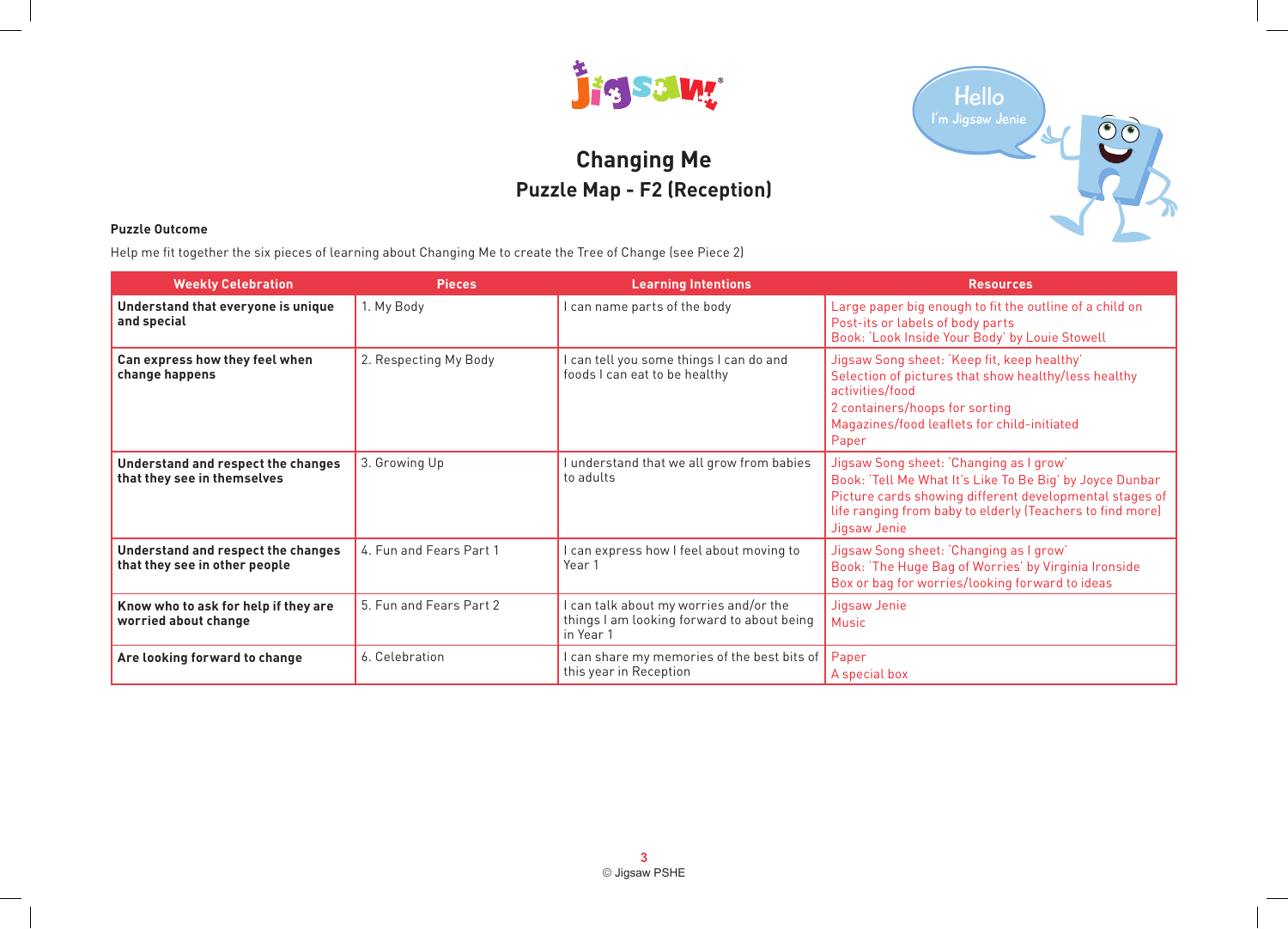# Changing Me

## Puzzle Map - F2 (Reception)

**Puzzle Outcome**

Help me fit together the six pieces of learning about Changing Me to create the Tree of Change (see Piece 2)

| Weekly Celebration | Pieces | Learning Intentions | Resources |
|---|---|---|---|
| **Understand that everyone is unique and special** | 1. My Body | I can name parts of the body | Large paper big enough to fit the outline of a child on<br>Post-its or labels of body parts<br>Book: 'Look Inside Your Body' by Louie Stowell |
| **Can express how they feel when change happens** | 2. Respecting My Body | I can tell you some things I can do and foods I can eat to be healthy | Jigsaw Song sheet: 'Keep fit, keep healthy'<br>Selection of pictures that show healthy/less healthy activities/food<br>2 containers/hoops for sorting<br>Magazines/food leaflets for child-initiated<br>Paper |
| **Understand and respect the changes that they see in themselves** | 3. Growing Up | I understand that we all grow from babies to adults | Jigsaw Song sheet: 'Changing as I grow'<br>Book: 'Tell Me What It's Like To Be Big' by Joyce Dunbar<br>Picture cards showing different developmental stages of life ranging from baby to elderly (Teachers to find more)<br>Jigsaw Jenie |
| **Understand and respect the changes that they see in other people** | 4. Fun and Fears Part 1 | I can express how I feel about moving to Year 1 | Jigsaw Song sheet: 'Changing as I grow'<br>Book: 'The Huge Bag of Worries' by Virginia Ironside<br>Box or bag for worries/looking forward to ideas |
| **Know who to ask for help if they are worried about change** | 5. Fun and Fears Part 2 | I can talk about my worries and/or the things I am looking forward to about being in Year 1 | Jigsaw Jenie<br>Music |
| **Are looking forward to change** | 6. Celebration | I can share my memories of the best bits of this year in Reception | Paper<br>A special box |